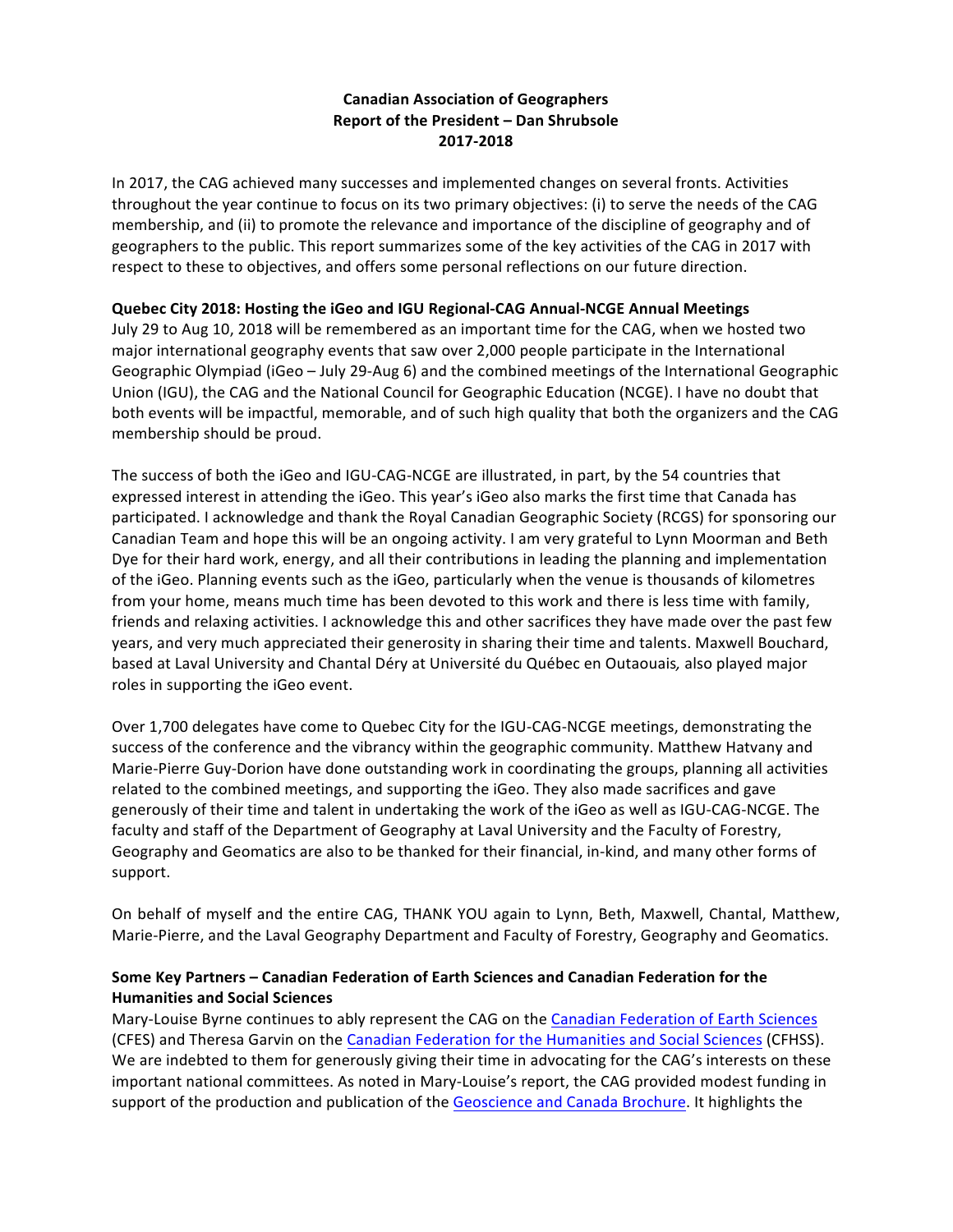**Canadian Association of Geographers**
**Report of the President – Dan Shrubsole**
**2017-2018**

In 2017, the CAG achieved many successes and implemented changes on several fronts. Activities throughout the year continue to focus on its two primary objectives: (i) to serve the needs of the CAG membership, and (ii) to promote the relevance and importance of the discipline of geography and of geographers to the public. This report summarizes some of the key activities of the CAG in 2017 with respect to these to objectives, and offers some personal reflections on our future direction.

## Quebec City 2018: Hosting the iGeo and IGU Regional-CAG Annual-NCGE Annual Meetings

July 29 to Aug 10, 2018 will be remembered as an important time for the CAG, when we hosted two major international geography events that saw over 2,000 people participate in the International Geographic Olympiad (iGeo – July 29-Aug 6) and the combined meetings of the International Geographic Union (IGU), the CAG and the National Council for Geographic Education (NCGE). I have no doubt that both events will be impactful, memorable, and of such high quality that both the organizers and the CAG membership should be proud.

The success of both the iGeo and IGU-CAG-NCGE are illustrated, in part, by the 54 countries that expressed interest in attending the iGeo. This year's iGeo also marks the first time that Canada has participated. I acknowledge and thank the Royal Canadian Geographic Society (RCGS) for sponsoring our Canadian Team and hope this will be an ongoing activity. I am very grateful to Lynn Moorman and Beth Dye for their hard work, energy, and all their contributions in leading the planning and implementation of the iGeo. Planning events such as the iGeo, particularly when the venue is thousands of kilometres from your home, means much time has been devoted to this work and there is less time with family, friends and relaxing activities. I acknowledge this and other sacrifices they have made over the past few years, and very much appreciated their generosity in sharing their time and talents. Maxwell Bouchard, based at Laval University and Chantal Déry at Université du Québec en Outaouais*,* also played major roles in supporting the iGeo event.

Over 1,700 delegates have come to Quebec City for the IGU-CAG-NCGE meetings, demonstrating the success of the conference and the vibrancy within the geographic community. Matthew Hatvany and Marie-Pierre Guy-Dorion have done outstanding work in coordinating the groups, planning all activities related to the combined meetings, and supporting the iGeo. They also made sacrifices and gave generously of their time and talent in undertaking the work of the iGeo as well as IGU-CAG-NCGE. The faculty and staff of the Department of Geography at Laval University and the Faculty of Forestry, Geography and Geomatics are also to be thanked for their financial, in-kind, and many other forms of support.

On behalf of myself and the entire CAG, THANK YOU again to Lynn, Beth, Maxwell, Chantal, Matthew, Marie-Pierre, and the Laval Geography Department and Faculty of Forestry, Geography and Geomatics.

## Some Key Partners – Canadian Federation of Earth Sciences and Canadian Federation for the Humanities and Social Sciences

Mary-Louise Byrne continues to ably represent the CAG on the Canadian Federation of Earth Sciences (CFES) and Theresa Garvin on the Canadian Federation for the Humanities and Social Sciences (CFHSS). We are indebted to them for generously giving their time in advocating for the CAG's interests on these important national committees. As noted in Mary-Louise's report, the CAG provided modest funding in support of the production and publication of the Geoscience and Canada Brochure. It highlights the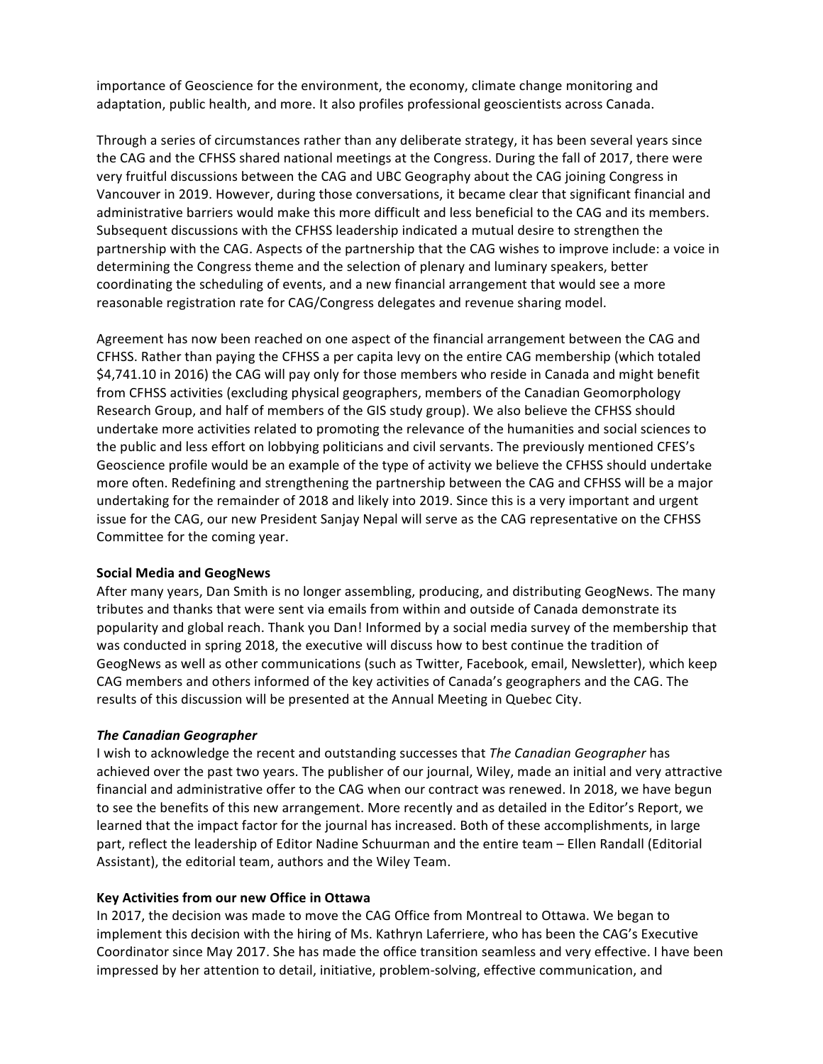importance of Geoscience for the environment, the economy, climate change monitoring and adaptation, public health, and more. It also profiles professional geoscientists across Canada.

Through a series of circumstances rather than any deliberate strategy, it has been several years since the CAG and the CFHSS shared national meetings at the Congress. During the fall of 2017, there were very fruitful discussions between the CAG and UBC Geography about the CAG joining Congress in Vancouver in 2019. However, during those conversations, it became clear that significant financial and administrative barriers would make this more difficult and less beneficial to the CAG and its members. Subsequent discussions with the CFHSS leadership indicated a mutual desire to strengthen the partnership with the CAG. Aspects of the partnership that the CAG wishes to improve include: a voice in determining the Congress theme and the selection of plenary and luminary speakers, better coordinating the scheduling of events, and a new financial arrangement that would see a more reasonable registration rate for CAG/Congress delegates and revenue sharing model.

Agreement has now been reached on one aspect of the financial arrangement between the CAG and CFHSS. Rather than paying the CFHSS a per capita levy on the entire CAG membership (which totaled $4,741.10 in 2016) the CAG will pay only for those members who reside in Canada and might benefit from CFHSS activities (excluding physical geographers, members of the Canadian Geomorphology Research Group, and half of members of the GIS study group). We also believe the CFHSS should undertake more activities related to promoting the relevance of the humanities and social sciences to the public and less effort on lobbying politicians and civil servants. The previously mentioned CFES's Geoscience profile would be an example of the type of activity we believe the CFHSS should undertake more often. Redefining and strengthening the partnership between the CAG and CFHSS will be a major undertaking for the remainder of 2018 and likely into 2019. Since this is a very important and urgent issue for the CAG, our new President Sanjay Nepal will serve as the CAG representative on the CFHSS Committee for the coming year.

**Social Media and GeogNews**

After many years, Dan Smith is no longer assembling, producing, and distributing GeogNews. The many tributes and thanks that were sent via emails from within and outside of Canada demonstrate its popularity and global reach. Thank you Dan! Informed by a social media survey of the membership that was conducted in spring 2018, the executive will discuss how to best continue the tradition of GeogNews as well as other communications (such as Twitter, Facebook, email, Newsletter), which keep CAG members and others informed of the key activities of Canada's geographers and the CAG. The results of this discussion will be presented at the Annual Meeting in Quebec City.

***The Canadian Geographer***

I wish to acknowledge the recent and outstanding successes that *The Canadian Geographer* has achieved over the past two years. The publisher of our journal, Wiley, made an initial and very attractive financial and administrative offer to the CAG when our contract was renewed. In 2018, we have begun to see the benefits of this new arrangement. More recently and as detailed in the Editor's Report, we learned that the impact factor for the journal has increased. Both of these accomplishments, in large part, reflect the leadership of Editor Nadine Schuurman and the entire team – Ellen Randall (Editorial Assistant), the editorial team, authors and the Wiley Team.

**Key Activities from our new Office in Ottawa**

In 2017, the decision was made to move the CAG Office from Montreal to Ottawa. We began to implement this decision with the hiring of Ms. Kathryn Laferriere, who has been the CAG's Executive Coordinator since May 2017. She has made the office transition seamless and very effective. I have been impressed by her attention to detail, initiative, problem-solving, effective communication, and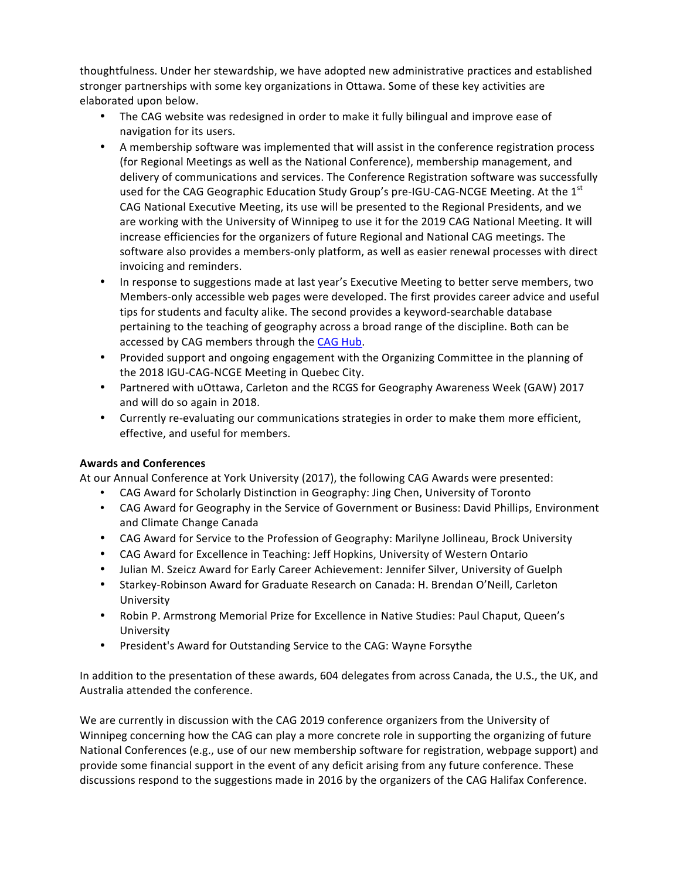thoughtfulness. Under her stewardship, we have adopted new administrative practices and established stronger partnerships with some key organizations in Ottawa. Some of these key activities are elaborated upon below.

- The CAG website was redesigned in order to make it fully bilingual and improve ease of navigation for its users.
- A membership software was implemented that will assist in the conference registration process (for Regional Meetings as well as the National Conference), membership management, and delivery of communications and services. The Conference Registration software was successfully used for the CAG Geographic Education Study Group's pre-IGU-CAG-NCGE Meeting. At the 1st CAG National Executive Meeting, its use will be presented to the Regional Presidents, and we are working with the University of Winnipeg to use it for the 2019 CAG National Meeting. It will increase efficiencies for the organizers of future Regional and National CAG meetings. The software also provides a members-only platform, as well as easier renewal processes with direct invoicing and reminders.
- In response to suggestions made at last year's Executive Meeting to better serve members, two Members-only accessible web pages were developed. The first provides career advice and useful tips for students and faculty alike. The second provides a keyword-searchable database pertaining to the teaching of geography across a broad range of the discipline. Both can be accessed by CAG members through the CAG Hub.
- Provided support and ongoing engagement with the Organizing Committee in the planning of the 2018 IGU-CAG-NCGE Meeting in Quebec City.
- Partnered with uOttawa, Carleton and the RCGS for Geography Awareness Week (GAW) 2017 and will do so again in 2018.
- Currently re-evaluating our communications strategies in order to make them more efficient, effective, and useful for members.

**Awards and Conferences**

At our Annual Conference at York University (2017), the following CAG Awards were presented:

- CAG Award for Scholarly Distinction in Geography: Jing Chen, University of Toronto
- CAG Award for Geography in the Service of Government or Business: David Phillips, Environment and Climate Change Canada
- CAG Award for Service to the Profession of Geography: Marilyne Jollineau, Brock University
- CAG Award for Excellence in Teaching: Jeff Hopkins, University of Western Ontario
- Julian M. Szeicz Award for Early Career Achievement: Jennifer Silver, University of Guelph
- Starkey-Robinson Award for Graduate Research on Canada: H. Brendan O'Neill, Carleton University
- Robin P. Armstrong Memorial Prize for Excellence in Native Studies: Paul Chaput, Queen's University
- President's Award for Outstanding Service to the CAG: Wayne Forsythe

In addition to the presentation of these awards, 604 delegates from across Canada, the U.S., the UK, and Australia attended the conference.

We are currently in discussion with the CAG 2019 conference organizers from the University of Winnipeg concerning how the CAG can play a more concrete role in supporting the organizing of future National Conferences (e.g., use of our new membership software for registration, webpage support) and provide some financial support in the event of any deficit arising from any future conference. These discussions respond to the suggestions made in 2016 by the organizers of the CAG Halifax Conference.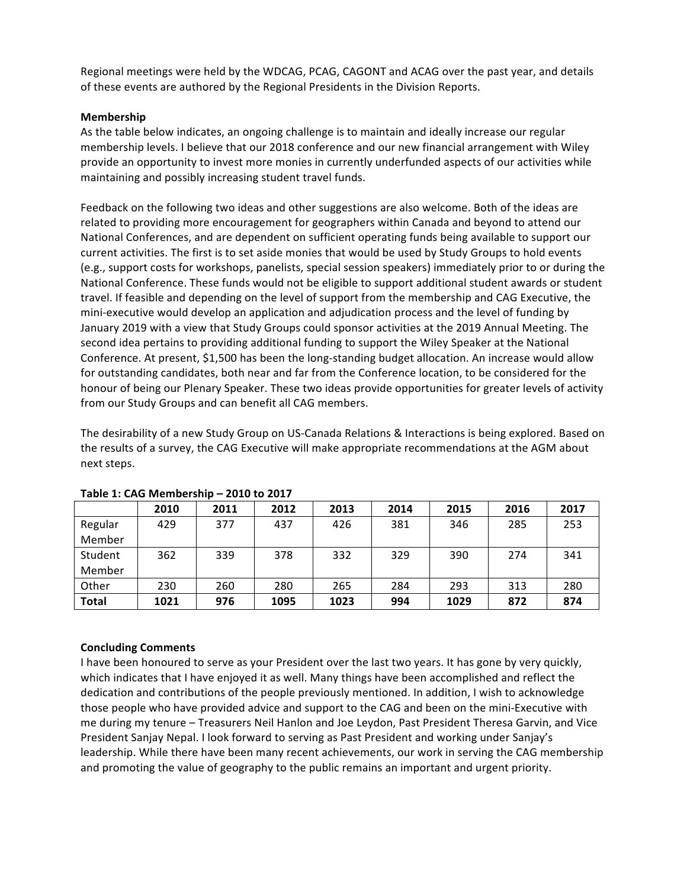Regional meetings were held by the WDCAG, PCAG, CAGONT and ACAG over the past year, and details of these events are authored by the Regional Presidents in the Division Reports.

**Membership**

As the table below indicates, an ongoing challenge is to maintain and ideally increase our regular membership levels. I believe that our 2018 conference and our new financial arrangement with Wiley provide an opportunity to invest more monies in currently underfunded aspects of our activities while maintaining and possibly increasing student travel funds.

Feedback on the following two ideas and other suggestions are also welcome. Both of the ideas are related to providing more encouragement for geographers within Canada and beyond to attend our National Conferences, and are dependent on sufficient operating funds being available to support our current activities. The first is to set aside monies that would be used by Study Groups to hold events (e.g., support costs for workshops, panelists, special session speakers) immediately prior to or during the National Conference. These funds would not be eligible to support additional student awards or student travel. If feasible and depending on the level of support from the membership and CAG Executive, the mini-executive would develop an application and adjudication process and the level of funding by January 2019 with a view that Study Groups could sponsor activities at the 2019 Annual Meeting. The second idea pertains to providing additional funding to support the Wiley Speaker at the National Conference. At present, $1,500 has been the long-standing budget allocation. An increase would allow for outstanding candidates, both near and far from the Conference location, to be considered for the honour of being our Plenary Speaker. These two ideas provide opportunities for greater levels of activity from our Study Groups and can benefit all CAG members.

The desirability of a new Study Group on US-Canada Relations & Interactions is being explored. Based on the results of a survey, the CAG Executive will make appropriate recommendations at the AGM about next steps.

**Table 1: CAG Membership – 2010 to 2017**

| | 2010 | 2011 | 2012 | 2013 | 2014 | 2015 | 2016 | 2017 |
|---|---|---|---|---|---|---|---|---|
| Regular Member | 429 | 377 | 437 | 426 | 381 | 346 | 285 | 253 |
| Student Member | 362 | 339 | 378 | 332 | 329 | 390 | 274 | 341 |
| Other | 230 | 260 | 280 | 265 | 284 | 293 | 313 | 280 |
| **Total** | **1021** | **976** | **1095** | **1023** | **994** | **1029** | **872** | **874** |

**Concluding Comments**

I have been honoured to serve as your President over the last two years. It has gone by very quickly, which indicates that I have enjoyed it as well. Many things have been accomplished and reflect the dedication and contributions of the people previously mentioned. In addition, I wish to acknowledge those people who have provided advice and support to the CAG and been on the mini-Executive with me during my tenure – Treasurers Neil Hanlon and Joe Leydon, Past President Theresa Garvin, and Vice President Sanjay Nepal. I look forward to serving as Past President and working under Sanjay's leadership. While there have been many recent achievements, our work in serving the CAG membership and promoting the value of geography to the public remains an important and urgent priority.